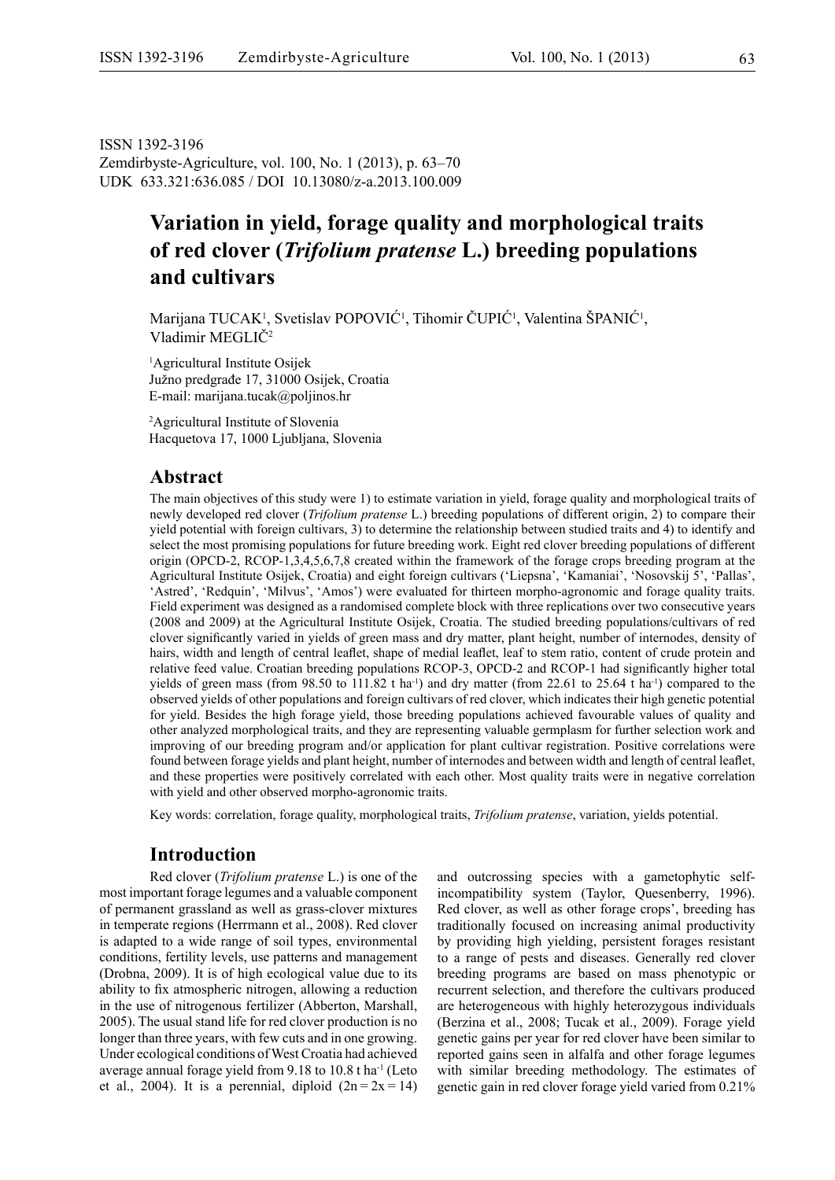ISSN 1392-3196
Zemdirbyste-Agriculture, vol. 100, No. 1 (2013), p. 63–70
UDK 633.321:636.085 / DOI 10.13080/z-a.2013.100.009

# Variation in yield, forage quality and morphological traits of red clover (*Trifolium pratense* L.) breeding populations and cultivars

Marijana TUCAK[1], Svetislav POPOVIĆ[1], Tihomir ČUPIĆ[1], Valentina ŠPANIĆ[1], Vladimir MEGLIČ[2]

[1]Agricultural Institute Osijek
Južno predgrađe 17, 31000 Osijek, Croatia
E-mail: marijana.tucak@poljinos.hr

[2]Agricultural Institute of Slovenia
Hacquetova 17, 1000 Ljubljana, Slovenia

## Abstract

The main objectives of this study were 1) to estimate variation in yield, forage quality and morphological traits of newly developed red clover (*Trifolium pratense* L.) breeding populations of different origin, 2) to compare their yield potential with foreign cultivars, 3) to determine the relationship between studied traits and 4) to identify and select the most promising populations for future breeding work. Eight red clover breeding populations of different origin (OPCD-2, RCOP-1,3,4,5,6,7,8 created within the framework of the forage crops breeding program at the Agricultural Institute Osijek, Croatia) and eight foreign cultivars ('Liepsna', 'Kamaniai', 'Nosovskij 5', 'Pallas', 'Astred', 'Redquin', 'Milvus', 'Amos') were evaluated for thirteen morpho-agronomic and forage quality traits. Field experiment was designed as a randomised complete block with three replications over two consecutive years (2008 and 2009) at the Agricultural Institute Osijek, Croatia. The studied breeding populations/cultivars of red clover significantly varied in yields of green mass and dry matter, plant height, number of internodes, density of hairs, width and length of central leaflet, shape of medial leaflet, leaf to stem ratio, content of crude protein and relative feed value. Croatian breeding populations RCOP-3, OPCD-2 and RCOP-1 had significantly higher total yields of green mass (from 98.50 to 111.82 t ha$^{-1}$) and dry matter (from 22.61 to 25.64 t ha$^{-1}$) compared to the observed yields of other populations and foreign cultivars of red clover, which indicates their high genetic potential for yield. Besides the high forage yield, those breeding populations achieved favourable values of quality and other analyzed morphological traits, and they are representing valuable germplasm for further selection work and improving of our breeding program and/or application for plant cultivar registration. Positive correlations were found between forage yields and plant height, number of internodes and between width and length of central leaflet, and these properties were positively correlated with each other. Most quality traits were in negative correlation with yield and other observed morpho-agronomic traits.

Key words: correlation, forage quality, morphological traits, *Trifolium pratense*, variation, yields potential.

## Introduction

Red clover (*Trifolium pratense* L.) is one of the most important forage legumes and a valuable component of permanent grassland as well as grass-clover mixtures in temperate regions (Herrmann et al., 2008). Red clover is adapted to a wide range of soil types, environmental conditions, fertility levels, use patterns and management (Drobna, 2009). It is of high ecological value due to its ability to fix atmospheric nitrogen, allowing a reduction in the use of nitrogenous fertilizer (Abberton, Marshall, 2005). The usual stand life for red clover production is no longer than three years, with few cuts and in one growing. Under ecological conditions of West Croatia had achieved average annual forage yield from 9.18 to 10.8 t ha$^{-1}$ (Leto et al., 2004). It is a perennial, diploid ($2n = 2x = 14$) and outcrossing species with a gametophytic self-incompatibility system (Taylor, Quesenberry, 1996). Red clover, as well as other forage crops', breeding has traditionally focused on increasing animal productivity by providing high yielding, persistent forages resistant to a range of pests and diseases. Generally red clover breeding programs are based on mass phenotypic or recurrent selection, and therefore the cultivars produced are heterogeneous with highly heterozygous individuals (Berzina et al., 2008; Tucak et al., 2009). Forage yield genetic gains per year for red clover have been similar to reported gains seen in alfalfa and other forage legumes with similar breeding methodology. The estimates of genetic gain in red clover forage yield varied from 0.21%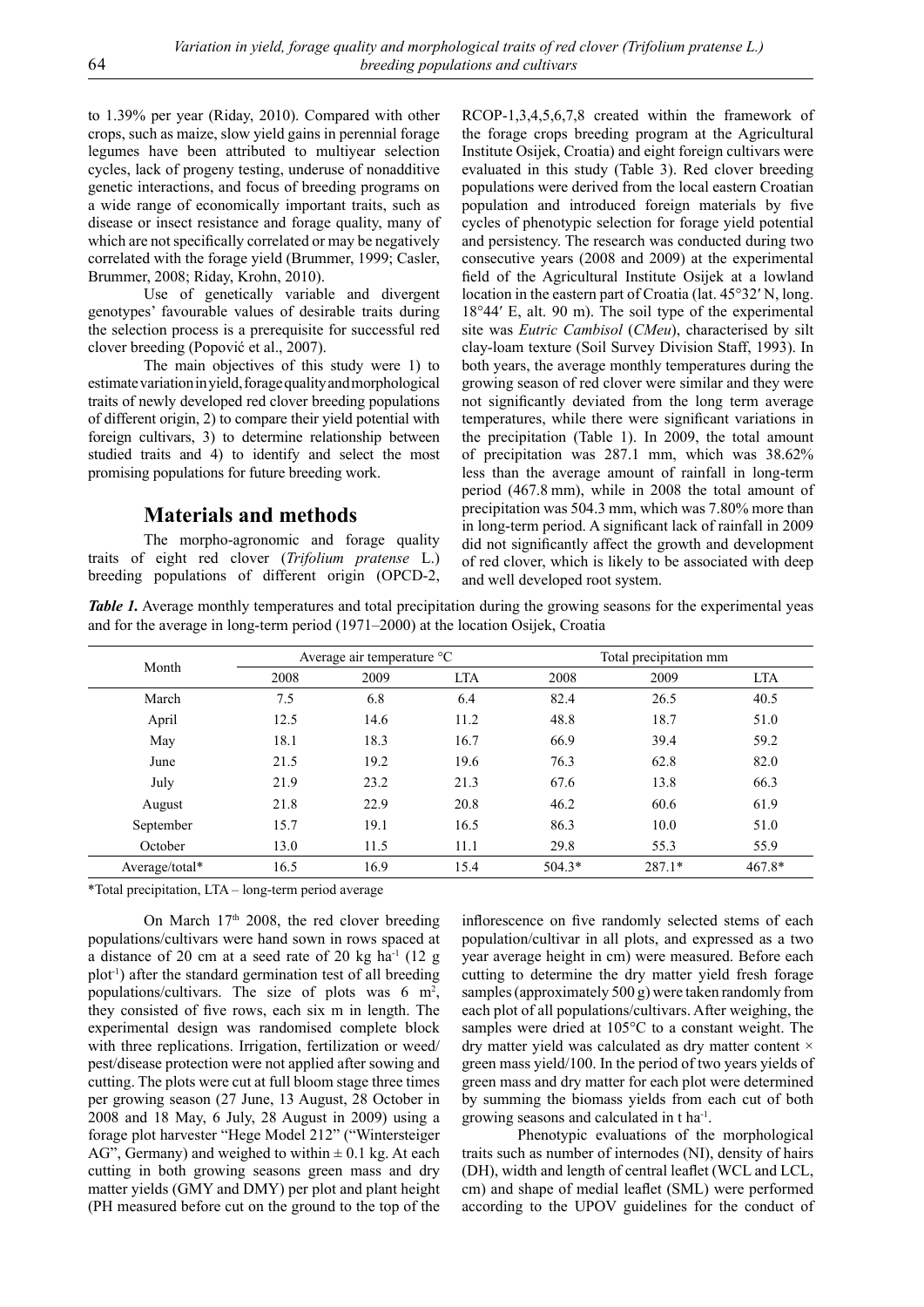to 1.39% per year (Riday, 2010). Compared with other crops, such as maize, slow yield gains in perennial forage legumes have been attributed to multiyear selection cycles, lack of progeny testing, underuse of nonadditive genetic interactions, and focus of breeding programs on a wide range of economically important traits, such as disease or insect resistance and forage quality, many of which are not specifically correlated or may be negatively correlated with the forage yield (Brummer, 1999; Casler, Brummer, 2008; Riday, Krohn, 2010).

Use of genetically variable and divergent genotypes' favourable values of desirable traits during the selection process is a prerequisite for successful red clover breeding (Popović et al., 2007).

The main objectives of this study were 1) to estimate variation in yield, forage quality and morphological traits of newly developed red clover breeding populations of different origin, 2) to compare their yield potential with foreign cultivars, 3) to determine relationship between studied traits and 4) to identify and select the most promising populations for future breeding work.

## Materials and methods

The morpho-agronomic and forage quality traits of eight red clover (*Trifolium pratense* L.) breeding populations of different origin (OPCD-2, RCOP-1,3,4,5,6,7,8 created within the framework of the forage crops breeding program at the Agricultural Institute Osijek, Croatia) and eight foreign cultivars were evaluated in this study (Table 3). Red clover breeding populations were derived from the local eastern Croatian population and introduced foreign materials by five cycles of phenotypic selection for forage yield potential and persistency. The research was conducted during two consecutive years (2008 and 2009) at the experimental field of the Agricultural Institute Osijek at a lowland location in the eastern part of Croatia (lat. 45°32′ N, long. 18°44′ E, alt. 90 m). The soil type of the experimental site was *Eutric Cambisol* (*CMeu*), characterised by silt clay-loam texture (Soil Survey Division Staff, 1993). In both years, the average monthly temperatures during the growing season of red clover were similar and they were not significantly deviated from the long term average temperatures, while there were significant variations in the precipitation (Table 1). In 2009, the total amount of precipitation was 287.1 mm, which was 38.62% less than the average amount of rainfall in long-term period (467.8 mm), while in 2008 the total amount of precipitation was 504.3 mm, which was 7.80% more than in long-term period. A significant lack of rainfall in 2009 did not significantly affect the growth and development of red clover, which is likely to be associated with deep and well developed root system.

***Table 1.*** Average monthly temperatures and total precipitation during the growing seasons for the experimental yeas and for the average in long-term period (1971–2000) at the location Osijek, Croatia

| Month | Average air temperature °C | | | Total precipitation mm | | |
|---|---|---|---|---|---|---|
| | 2008 | 2009 | LTA | 2008 | 2009 | LTA |
| March | 7.5 | 6.8 | 6.4 | 82.4 | 26.5 | 40.5 |
| April | 12.5 | 14.6 | 11.2 | 48.8 | 18.7 | 51.0 |
| May | 18.1 | 18.3 | 16.7 | 66.9 | 39.4 | 59.2 |
| June | 21.5 | 19.2 | 19.6 | 76.3 | 62.8 | 82.0 |
| July | 21.9 | 23.2 | 21.3 | 67.6 | 13.8 | 66.3 |
| August | 21.8 | 22.9 | 20.8 | 46.2 | 60.6 | 61.9 |
| September | 15.7 | 19.1 | 16.5 | 86.3 | 10.0 | 51.0 |
| October | 13.0 | 11.5 | 11.1 | 29.8 | 55.3 | 55.9 |
| Average/total* | 16.5 | 16.9 | 15.4 | 504.3* | 287.1* | 467.8* |

*Total precipitation, LTA – long-term period average

On March 17th 2008, the red clover breeding populations/cultivars were hand sown in rows spaced at a distance of 20 cm at a seed rate of 20 kg ha$^{-1}$ (12 g plot$^{-1}$) after the standard germination test of all breeding populations/cultivars. The size of plots was 6 m$^2$, they consisted of five rows, each six m in length. The experimental design was randomised complete block with three replications. Irrigation, fertilization or weed/pest/disease protection were not applied after sowing and cutting. The plots were cut at full bloom stage three times per growing season (27 June, 13 August, 28 October in 2008 and 18 May, 6 July, 28 August in 2009) using a forage plot harvester "Hege Model 212" ("Wintersteiger AG", Germany) and weighed to within ± 0.1 kg. At each cutting in both growing seasons green mass and dry matter yields (GMY and DMY) per plot and plant height (PH measured before cut on the ground to the top of the inflorescence on five randomly selected stems of each population/cultivar in all plots, and expressed as a two year average height in cm) were measured. Before each cutting to determine the dry matter yield fresh forage samples (approximately 500 g) were taken randomly from each plot of all populations/cultivars. After weighing, the samples were dried at 105°C to a constant weight. The dry matter yield was calculated as dry matter content × green mass yield/100. In the period of two years yields of green mass and dry matter for each plot were determined by summing the biomass yields from each cut of both growing seasons and calculated in t ha$^{-1}$.

Phenotypic evaluations of the morphological traits such as number of internodes (NI), density of hairs (DH), width and length of central leaflet (WCL and LCL, cm) and shape of medial leaflet (SML) were performed according to the UPOV guidelines for the conduct of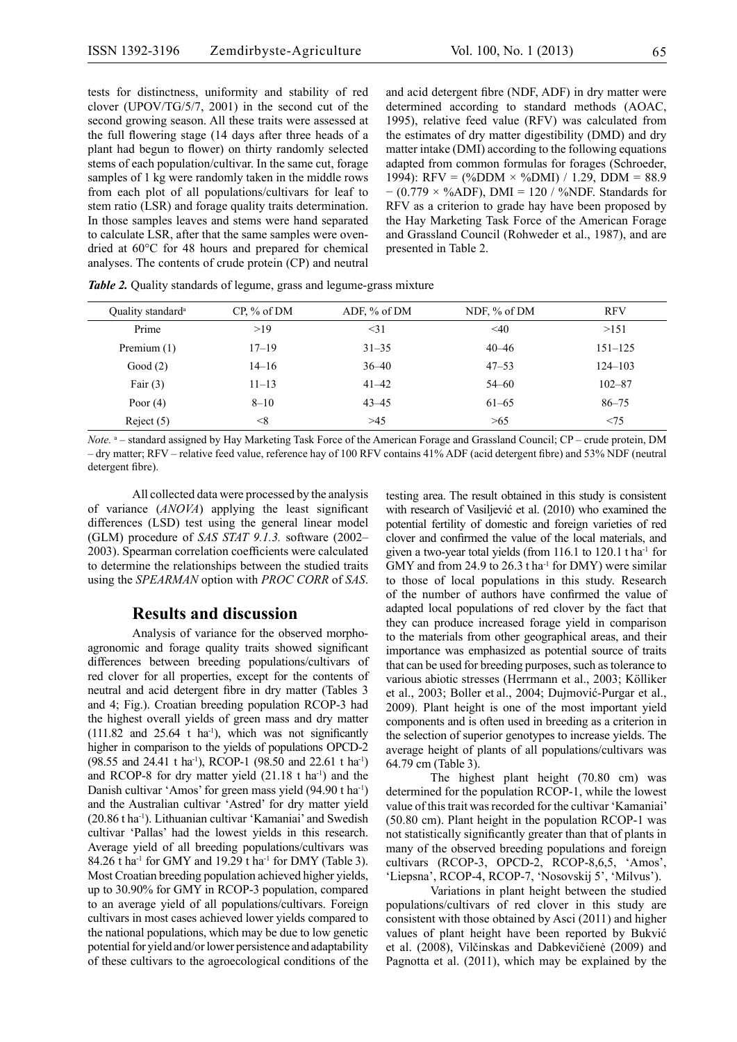tests for distinctness, uniformity and stability of red clover (UPOV/TG/5/7, 2001) in the second cut of the second growing season. All these traits were assessed at the full flowering stage (14 days after three heads of a plant had begun to flower) on thirty randomly selected stems of each population/cultivar. In the same cut, forage samples of 1 kg were randomly taken in the middle rows from each plot of all populations/cultivars for leaf to stem ratio (LSR) and forage quality traits determination. In those samples leaves and stems were hand separated to calculate LSR, after that the same samples were oven-dried at 60°C for 48 hours and prepared for chemical analyses. The contents of crude protein (CP) and neutral and acid detergent fibre (NDF, ADF) in dry matter were determined according to standard methods (AOAC, 1995), relative feed value (RFV) was calculated from the estimates of dry matter digestibility (DMD) and dry matter intake (DMI) according to the following equations adapted from common formulas for forages (Schroeder, 1994): RFV = (%DDM × %DMI) / 1.29, DDM = 88.9 − (0.779 × %ADF), DMI = 120 / %NDF. Standards for RFV as a criterion to grade hay have been proposed by the Hay Marketing Task Force of the American Forage and Grassland Council (Rohweder et al., 1987), and are presented in Table 2.

***Table 2.*** Quality standards of legume, grass and legume-grass mixture

| Quality standard[a] | CP, % of DM | ADF, % of DM | NDF, % of DM | RFV |
|---|---|---|---|---|
| Prime | >19 | <31 | <40 | >151 |
| Premium (1) | 17–19 | 31–35 | 40–46 | 151–125 |
| Good (2) | 14–16 | 36–40 | 47–53 | 124–103 |
| Fair (3) | 11–13 | 41–42 | 54–60 | 102–87 |
| Poor (4) | 8–10 | 43–45 | 61–65 | 86–75 |
| Reject (5) | <8 | >45 | >65 | <75 |

*Note.* [a] – standard assigned by Hay Marketing Task Force of the American Forage and Grassland Council; CP – crude protein, DM – dry matter; RFV – relative feed value, reference hay of 100 RFV contains 41% ADF (acid detergent fibre) and 53% NDF (neutral detergent fibre).

All collected data were processed by the analysis of variance (*ANOVA*) applying the least significant differences (LSD) test using the general linear model (GLM) procedure of *SAS STAT 9.1.3.* software (2002–2003). Spearman correlation coefficients were calculated to determine the relationships between the studied traits using the *SPEARMAN* option with *PROC CORR* of *SAS*.

## Results and discussion

Analysis of variance for the observed morpho-agronomic and forage quality traits showed significant differences between breeding populations/cultivars of red clover for all properties, except for the contents of neutral and acid detergent fibre in dry matter (Tables 3 and 4; Fig.). Croatian breeding population RCOP-3 had the highest overall yields of green mass and dry matter (111.82 and 25.64 t ha$^{-1}$), which was not significantly higher in comparison to the yields of populations OPCD-2 (98.55 and 24.41 t ha$^{-1}$), RCOP-1 (98.50 and 22.61 t ha$^{-1}$) and RCOP-8 for dry matter yield (21.18 t ha$^{-1}$) and the Danish cultivar 'Amos' for green mass yield (94.90 t ha$^{-1}$) and the Australian cultivar 'Astred' for dry matter yield (20.86 t ha$^{-1}$). Lithuanian cultivar 'Kamaniai' and Swedish cultivar 'Pallas' had the lowest yields in this research. Average yield of all breeding populations/cultivars was 84.26 t ha$^{-1}$ for GMY and 19.29 t ha$^{-1}$ for DMY (Table 3). Most Croatian breeding population achieved higher yields, up to 30.90% for GMY in RCOP-3 population, compared to an average yield of all populations/cultivars. Foreign cultivars in most cases achieved lower yields compared to the national populations, which may be due to low genetic potential for yield and/or lower persistence and adaptability of these cultivars to the agroecological conditions of the testing area. The result obtained in this study is consistent with research of Vasiljević et al. (2010) who examined the potential fertility of domestic and foreign varieties of red clover and confirmed the value of the local materials, and given a two-year total yields (from 116.1 to 120.1 t ha$^{-1}$ for GMY and from 24.9 to 26.3 t ha$^{-1}$ for DMY) were similar to those of local populations in this study. Research of the number of authors have confirmed the value of adapted local populations of red clover by the fact that they can produce increased forage yield in comparison to the materials from other geographical areas, and their importance was emphasized as potential source of traits that can be used for breeding purposes, such as tolerance to various abiotic stresses (Herrmann et al., 2003; Kölliker et al., 2003; Boller et al., 2004; Dujmović-Purgar et al., 2009). Plant height is one of the most important yield components and is often used in breeding as a criterion in the selection of superior genotypes to increase yields. The average height of plants of all populations/cultivars was 64.79 cm (Table 3).

The highest plant height (70.80 cm) was determined for the population RCOP-1, while the lowest value of this trait was recorded for the cultivar 'Kamaniai' (50.80 cm). Plant height in the population RCOP-1 was not statistically significantly greater than that of plants in many of the observed breeding populations and foreign cultivars (RCOP-3, OPCD-2, RCOP-8,6,5, 'Amos', 'Liepsna', RCOP-4, RCOP-7, 'Nosovskij 5', 'Milvus').

Variations in plant height between the studied populations/cultivars of red clover in this study are consistent with those obtained by Asci (2011) and higher values of plant height have been reported by Bukvić et al. (2008), Vilčinskas and Dabkevičienė (2009) and Pagnotta et al. (2011), which may be explained by the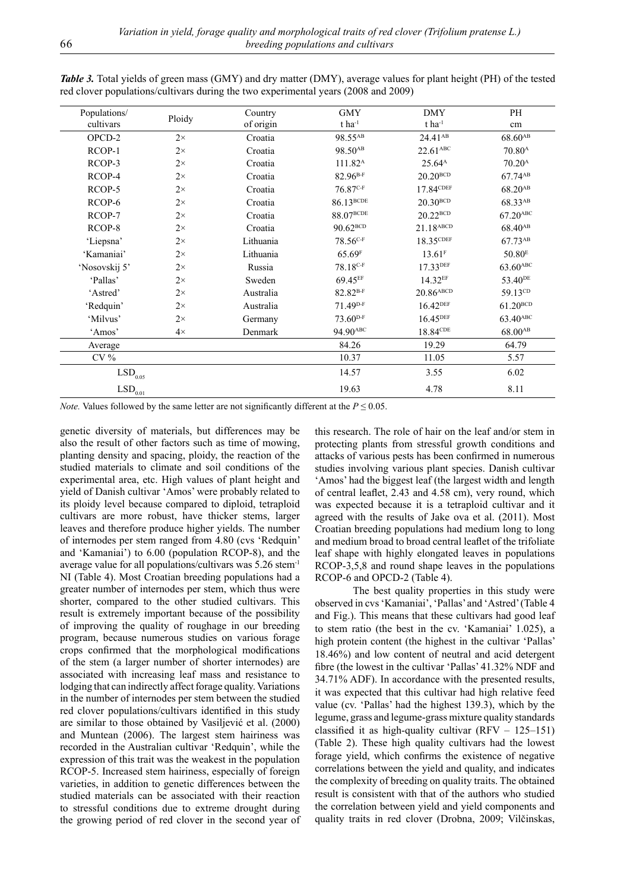***Table 3.*** Total yields of green mass (GMY) and dry matter (DMY), average values for plant height (PH) of the tested red clover populations/cultivars during the two experimental years (2008 and 2009)

| Populations/ cultivars | Ploidy | Country of origin | GMY $t\ ha^{-1}$ | DMY $t\ ha^{-1}$ | PH cm |
|---|---|---|---|---|---|
| OPCD-2 | 2× | Croatia | $98.55^{AB}$ | $24.41^{AB}$ | $68.60^{AB}$ |
| RCOP-1 | 2× | Croatia | $98.50^{AB}$ | $22.61^{ABC}$ | $70.80^{A}$ |
| RCOP-3 | 2× | Croatia | $111.82^{A}$ | $25.64^{A}$ | $70.20^{A}$ |
| RCOP-4 | 2× | Croatia | $82.96^{B\text{-}F}$ | $20.20^{BCD}$ | $67.74^{AB}$ |
| RCOP-5 | 2× | Croatia | $76.87^{C\text{-}F}$ | $17.84^{CDEF}$ | $68.20^{AB}$ |
| RCOP-6 | 2× | Croatia | $86.13^{BCDE}$ | $20.30^{BCD}$ | $68.33^{AB}$ |
| RCOP-7 | 2× | Croatia | $88.07^{BCDE}$ | $20.22^{BCD}$ | $67.20^{ABC}$ |
| RCOP-8 | 2× | Croatia | $90.62^{BCD}$ | $21.18^{ABCD}$ | $68.40^{AB}$ |
| 'Liepsna' | 2× | Lithuania | $78.56^{C\text{-}F}$ | $18.35^{CDEF}$ | $67.73^{AB}$ |
| 'Kamaniai' | 2× | Lithuania | $65.69^{F}$ | $13.61^{F}$ | $50.80^{E}$ |
| 'Nosovskij 5' | 2× | Russia | $78.18^{C\text{-}F}$ | $17.33^{DEF}$ | $63.60^{ABC}$ |
| 'Pallas' | 2× | Sweden | $69.45^{EF}$ | $14.32^{EF}$ | $53.40^{DE}$ |
| 'Astred' | 2× | Australia | $82.82^{B\text{-}F}$ | $20.86^{ABCD}$ | $59.13^{CD}$ |
| 'Redquin' | 2× | Australia | $71.49^{D\text{-}F}$ | $16.42^{DEF}$ | $61.20^{BCD}$ |
| 'Milvus' | 2× | Germany | $73.60^{D\text{-}F}$ | $16.45^{DEF}$ | $63.40^{ABC}$ |
| 'Amos' | 4× | Denmark | $94.90^{ABC}$ | $18.84^{CDE}$ | $68.00^{AB}$ |
| Average | | | 84.26 | 19.29 | 64.79 |
| CV % | | | 10.37 | 11.05 | 5.57 |
| $LSD_{0.05}$ | | | 14.57 | 3.55 | 6.02 |
| $LSD_{0.01}$ | | | 19.63 | 4.78 | 8.11 |

*Note.* Values followed by the same letter are not significantly different at the $P \leq 0.05$.

genetic diversity of materials, but differences may be also the result of other factors such as time of mowing, planting density and spacing, ploidy, the reaction of the studied materials to climate and soil conditions of the experimental area, etc. High values of plant height and yield of Danish cultivar 'Amos' were probably related to its ploidy level because compared to diploid, tetraploid cultivars are more robust, have thicker stems, larger leaves and therefore produce higher yields. The number of internodes per stem ranged from 4.80 (cvs 'Redquin' and 'Kamaniai') to 6.00 (population RCOP-8), and the average value for all populations/cultivars was 5.26 $stem^{-1}$ NI (Table 4). Most Croatian breeding populations had a greater number of internodes per stem, which thus were shorter, compared to the other studied cultivars. This result is extremely important because of the possibility of improving the quality of roughage in our breeding program, because numerous studies on various forage crops confirmed that the morphological modifications of the stem (a larger number of shorter internodes) are associated with increasing leaf mass and resistance to lodging that can indirectly affect forage quality. Variations in the number of internodes per stem between the studied red clover populations/cultivars identified in this study are similar to those obtained by Vasiljević et al. (2000) and Muntean (2006). The largest stem hairiness was recorded in the Australian cultivar 'Redquin', while the expression of this trait was the weakest in the population RCOP-5. Increased stem hairiness, especially of foreign varieties, in addition to genetic differences between the studied materials can be associated with their reaction to stressful conditions due to extreme drought during the growing period of red clover in the second year of this research. The role of hair on the leaf and/or stem in protecting plants from stressful growth conditions and attacks of various pests has been confirmed in numerous studies involving various plant species. Danish cultivar 'Amos' had the biggest leaf (the largest width and length of central leaflet, 2.43 and 4.58 cm), very round, which was expected because it is a tetraploid cultivar and it agreed with the results of Jake ova et al. (2011). Most Croatian breeding populations had medium long to long and medium broad to broad central leaflet of the trifoliate leaf shape with highly elongated leaves in populations RCOP-3,5,8 and round shape leaves in the populations RCOP-6 and OPCD-2 (Table 4).

The best quality properties in this study were observed in cvs 'Kamaniai', 'Pallas' and 'Astred' (Table 4 and Fig.). This means that these cultivars had good leaf to stem ratio (the best in the cv. 'Kamaniai' 1.025), a high protein content (the highest in the cultivar 'Pallas' 18.46%) and low content of neutral and acid detergent fibre (the lowest in the cultivar 'Pallas' 41.32% NDF and 34.71% ADF). In accordance with the presented results, it was expected that this cultivar had high relative feed value (cv. 'Pallas' had the highest 139.3), which by the legume, grass and legume-grass mixture quality standards classified it as high-quality cultivar (RFV – 125–151) (Table 2). These high quality cultivars had the lowest forage yield, which confirms the existence of negative correlations between the yield and quality, and indicates the complexity of breeding on quality traits. The obtained result is consistent with that of the authors who studied the correlation between yield and yield components and quality traits in red clover (Drobna, 2009; Vilčinskas,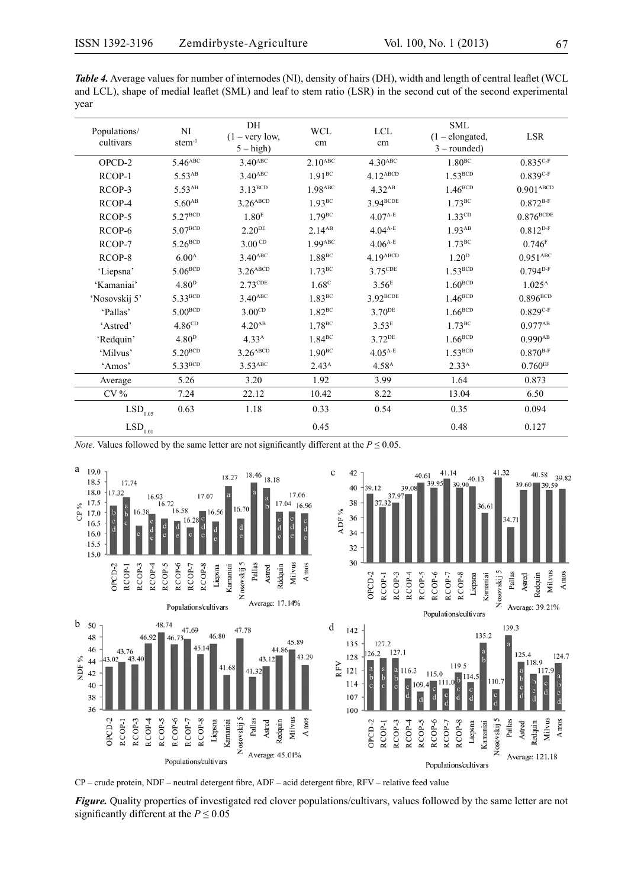***Table 4.*** Average values for number of internodes (NI), density of hairs (DH), width and length of central leaflet (WCL and LCL), shape of medial leaflet (SML) and leaf to stem ratio (LSR) in the second cut of the second experimental year

| Populations/ cultivars | NI $stem^{-1}$ | DH (1 – very low, 5 – high) | WCL cm | LCL cm | SML (1 – elongated, 3 – rounded) | LSR |
|---|---|---|---|---|---|---|
| OPCD-2 | $5.46^{ABC}$ | $3.40^{ABC}$ | $2.10^{ABC}$ | $4.30^{ABC}$ | $1.80^{BC}$ | $0.835^{C\text{-}F}$ |
| RCOP-1 | $5.53^{AB}$ | $3.40^{ABC}$ | $1.91^{BC}$ | $4.12^{ABCD}$ | $1.53^{BCD}$ | $0.839^{C\text{-}F}$ |
| RCOP-3 | $5.53^{AB}$ | $3.13^{BCD}$ | $1.98^{ABC}$ | $4.32^{AB}$ | $1.46^{BCD}$ | $0.901^{ABCD}$ |
| RCOP-4 | $5.60^{AB}$ | $3.26^{ABCD}$ | $1.93^{BC}$ | $3.94^{BCDE}$ | $1.73^{BC}$ | $0.872^{B\text{-}F}$ |
| RCOP-5 | $5.27^{BCD}$ | $1.80^{E}$ | $1.79^{BC}$ | $4.07^{A\text{-}E}$ | $1.33^{CD}$ | $0.876^{BCDE}$ |
| RCOP-6 | $5.07^{BCD}$ | $2.20^{DE}$ | $2.14^{AB}$ | $4.04^{A\text{-}E}$ | $1.93^{AB}$ | $0.812^{D\text{-}F}$ |
| RCOP-7 | $5.26^{BCD}$ | $3.00^{CD}$ | $1.99^{ABC}$ | $4.06^{A\text{-}E}$ | $1.73^{BC}$ | $0.746^{F}$ |
| RCOP-8 | $6.00^{A}$ | $3.40^{ABC}$ | $1.88^{BC}$ | $4.19^{ABCD}$ | $1.20^{D}$ | $0.951^{ABC}$ |
| 'Liepsna' | $5.06^{BCD}$ | $3.26^{ABCD}$ | $1.73^{BC}$ | $3.75^{CDE}$ | $1.53^{BCD}$ | $0.794^{D\text{-}F}$ |
| 'Kamaniai' | $4.80^{D}$ | $2.73^{CDE}$ | $1.68^{C}$ | $3.56^{E}$ | $1.60^{BCD}$ | $1.025^{A}$ |
| 'Nosovskij 5' | $5.33^{BCD}$ | $3.40^{ABC}$ | $1.83^{BC}$ | $3.92^{BCDE}$ | $1.46^{BCD}$ | $0.896^{BCD}$ |
| 'Pallas' | $5.00^{BCD}$ | $3.00^{CD}$ | $1.82^{BC}$ | $3.70^{DE}$ | $1.66^{BCD}$ | $0.829^{C\text{-}F}$ |
| 'Astred' | $4.86^{CD}$ | $4.20^{AB}$ | $1.78^{BC}$ | $3.53^{E}$ | $1.73^{BC}$ | $0.977^{AB}$ |
| 'Redquin' | $4.80^{D}$ | $4.33^{A}$ | $1.84^{BC}$ | $3.72^{DE}$ | $1.66^{BCD}$ | $0.990^{AB}$ |
| 'Milvus' | $5.20^{BCD}$ | $3.26^{ABCD}$ | $1.90^{BC}$ | $4.05^{A\text{-}E}$ | $1.53^{BCD}$ | $0.870^{B\text{-}F}$ |
| 'Amos' | $5.33^{BCD}$ | $3.53^{ABC}$ | $2.43^{A}$ | $4.58^{A}$ | $2.33^{A}$ | $0.760^{EF}$ |
| Average | 5.26 | 3.20 | 1.92 | 3.99 | 1.64 | 0.873 |
| CV % | 7.24 | 22.12 | 10.42 | 8.22 | 13.04 | 6.50 |
| $LSD_{0.05}$ | 0.63 | 1.18 | 0.33 | 0.54 | 0.35 | 0.094 |
| $LSD_{0.01}$ | | | 0.45 | | 0.48 | 0.127 |

*Note.* Values followed by the same letter are not significantly different at the $P \leq 0.05$.

CP – crude protein, NDF – neutral detergent fibre, ADF – acid detergent fibre, RFV – relative feed value

***Figure.*** Quality properties of investigated red clover populations/cultivars, values followed by the same letter are not significantly different at the $P \leq 0.05$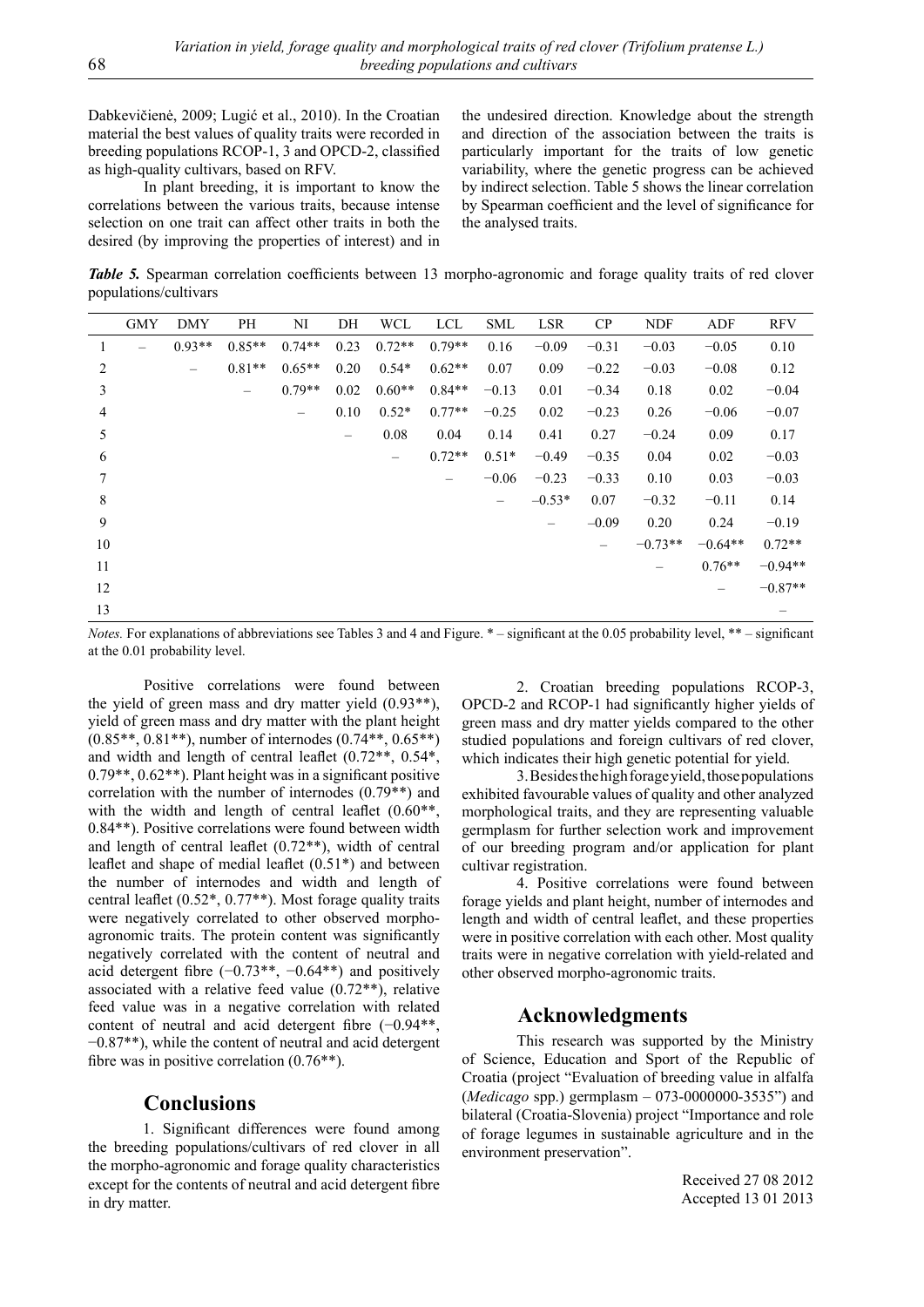Dabkevičienė, 2009; Lugić et al., 2010). In the Croatian material the best values of quality traits were recorded in breeding populations RCOP-1, 3 and OPCD-2, classified as high-quality cultivars, based on RFV.

In plant breeding, it is important to know the correlations between the various traits, because intense selection on one trait can affect other traits in both the desired (by improving the properties of interest) and in the undesired direction. Knowledge about the strength and direction of the association between the traits is particularly important for the traits of low genetic variability, where the genetic progress can be achieved by indirect selection. Table 5 shows the linear correlation by Spearman coefficient and the level of significance for the analysed traits.

***Table 5.*** Spearman correlation coefficients between 13 morpho-agronomic and forage quality traits of red clover populations/cultivars

| | GMY | DMY | PH | NI | DH | WCL | LCL | SML | LSR | CP | NDF | ADF | RFV |
|---|---|---|---|---|---|---|---|---|---|---|---|---|---|
| 1 | – | 0.93** | 0.85** | 0.74** | 0.23 | 0.72** | 0.79** | 0.16 | −0.09 | −0.31 | −0.03 | −0.05 | 0.10 |
| 2 | | – | 0.81** | 0.65** | 0.20 | 0.54* | 0.62** | 0.07 | 0.09 | −0.22 | −0.03 | −0.08 | 0.12 |
| 3 | | | – | 0.79** | 0.02 | 0.60** | 0.84** | −0.13 | 0.01 | −0.34 | 0.18 | 0.02 | −0.04 |
| 4 | | | | – | 0.10 | 0.52* | 0.77** | −0.25 | 0.02 | −0.23 | 0.26 | −0.06 | −0.07 |
| 5 | | | | | – | 0.08 | 0.04 | 0.14 | 0.41 | 0.27 | −0.24 | 0.09 | 0.17 |
| 6 | | | | | | – | 0.72** | 0.51* | −0.49 | −0.35 | 0.04 | 0.02 | −0.03 |
| 7 | | | | | | | – | −0.06 | −0.23 | −0.33 | 0.10 | 0.03 | −0.03 |
| 8 | | | | | | | | – | −0.53* | 0.07 | −0.32 | −0.11 | 0.14 |
| 9 | | | | | | | | | – | −0.09 | 0.20 | 0.24 | −0.19 |
| 10 | | | | | | | | | | – | −0.73** | −0.64** | 0.72** |
| 11 | | | | | | | | | | | – | 0.76** | −0.94** |
| 12 | | | | | | | | | | | | – | −0.87** |
| 13 | | | | | | | | | | | | | – |

*Notes.* For explanations of abbreviations see Tables 3 and 4 and Figure. * – significant at the 0.05 probability level, ** – significant at the 0.01 probability level.

Positive correlations were found between the yield of green mass and dry matter yield (0.93**), yield of green mass and dry matter with the plant height (0.85**, 0.81**), number of internodes (0.74**, 0.65**) and width and length of central leaflet (0.72**, 0.54*, 0.79**, 0.62**). Plant height was in a significant positive correlation with the number of internodes (0.79**) and with the width and length of central leaflet (0.60**, 0.84**). Positive correlations were found between width and length of central leaflet (0.72**), width of central leaflet and shape of medial leaflet (0.51*) and between the number of internodes and width and length of central leaflet (0.52*, 0.77**). Most forage quality traits were negatively correlated to other observed morpho-agronomic traits. The protein content was significantly negatively correlated with the content of neutral and acid detergent fibre (−0.73**, −0.64**) and positively associated with a relative feed value (0.72**), relative feed value was in a negative correlation with related content of neutral and acid detergent fibre (−0.94**, −0.87**), while the content of neutral and acid detergent fibre was in positive correlation (0.76**).

## Conclusions

1. Significant differences were found among the breeding populations/cultivars of red clover in all the morpho-agronomic and forage quality characteristics except for the contents of neutral and acid detergent fibre in dry matter.

2. Croatian breeding populations RCOP-3, OPCD-2 and RCOP-1 had significantly higher yields of green mass and dry matter yields compared to the other studied populations and foreign cultivars of red clover, which indicates their high genetic potential for yield.

3. Besides the high forage yield, those populations exhibited favourable values of quality and other analyzed morphological traits, and they are representing valuable germplasm for further selection work and improvement of our breeding program and/or application for plant cultivar registration.

4. Positive correlations were found between forage yields and plant height, number of internodes and length and width of central leaflet, and these properties were in positive correlation with each other. Most quality traits were in negative correlation with yield-related and other observed morpho-agronomic traits.

## Acknowledgments

This research was supported by the Ministry of Science, Education and Sport of the Republic of Croatia (project "Evaluation of breeding value in alfalfa (*Medicago* spp.) germplasm – 073-0000000-3535") and bilateral (Croatia-Slovenia) project "Importance and role of forage legumes in sustainable agriculture and in the environment preservation".

Received 27 08 2012
Accepted 13 01 2013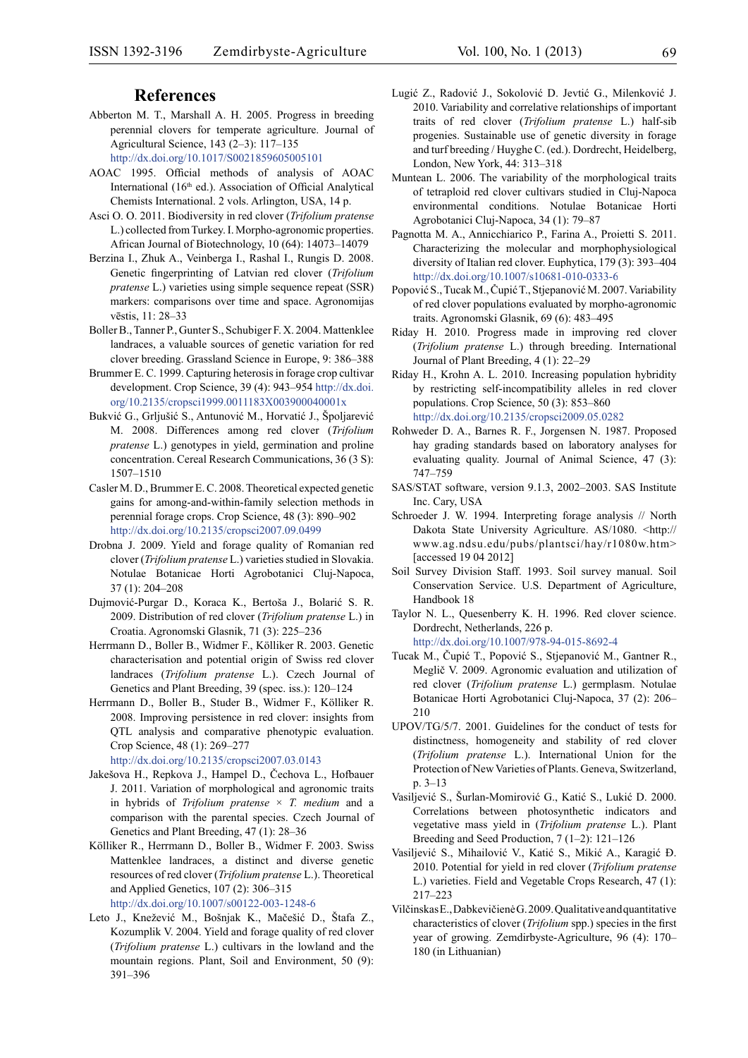## References

Abberton M. T., Marshall A. H. 2005. Progress in breeding perennial clovers for temperate agriculture. Journal of Agricultural Science, 143 (2–3): 117–135 http://dx.doi.org/10.1017/S0021859605005101

AOAC 1995. Official methods of analysis of AOAC International (16th ed.). Association of Official Analytical Chemists International. 2 vols. Arlington, USA, 14 p.

Asci O. O. 2011. Biodiversity in red clover (*Trifolium pratense* L.) collected from Turkey. I. Morpho-agronomic properties. African Journal of Biotechnology, 10 (64): 14073–14079

Berzina I., Zhuk A., Veinberga I., Rashal I., Rungis D. 2008. Genetic fingerprinting of Latvian red clover (*Trifolium pratense* L.) varieties using simple sequence repeat (SSR) markers: comparisons over time and space. Agronomijas vēstis, 11: 28–33

Boller B., Tanner P., Gunter S., Schubiger F. X. 2004. Mattenklee landraces, a valuable sources of genetic variation for red clover breeding. Grassland Science in Europe, 9: 386–388

Brummer E. C. 1999. Capturing heterosis in forage crop cultivar development. Crop Science, 39 (4): 943–954 http://dx.doi.org/10.2135/cropsci1999.0011183X003900040001x

Bukvić G., Grljušić S., Antunović M., Horvatić J., Špoljarević M. 2008. Differences among red clover (*Trifolium pratense* L.) genotypes in yield, germination and proline concentration. Cereal Research Communications, 36 (3 S): 1507–1510

Casler M. D., Brummer E. C. 2008. Theoretical expected genetic gains for among-and-within-family selection methods in perennial forage crops. Crop Science, 48 (3): 890–902 http://dx.doi.org/10.2135/cropsci2007.09.0499

Drobna J. 2009. Yield and forage quality of Romanian red clover (*Trifolium pratense* L.) varieties studied in Slovakia. Notulae Botanicae Horti Agrobotanici Cluj-Napoca, 37 (1): 204–208

Dujmović-Purgar D., Koraca K., Bertoša J., Bolarić S. R. 2009. Distribution of red clover (*Trifolium pratense* L.) in Croatia. Agronomski Glasnik, 71 (3): 225–236

Herrmann D., Boller B., Widmer F., Kölliker R. 2003. Genetic characterisation and potential origin of Swiss red clover landraces (*Trifolium pratense* L.). Czech Journal of Genetics and Plant Breeding, 39 (spec. iss.): 120–124

Herrmann D., Boller B., Studer B., Widmer F., Kölliker R. 2008. Improving persistence in red clover: insights from QTL analysis and comparative phenotypic evaluation. Crop Science, 48 (1): 269–277 http://dx.doi.org/10.2135/cropsci2007.03.0143

Jakešova H., Repkova J., Hampel D., Čechova L., Hofbauer J. 2011. Variation of morphological and agronomic traits in hybrids of *Trifolium pratense* × *T. medium* and a comparison with the parental species. Czech Journal of Genetics and Plant Breeding, 47 (1): 28–36

Kölliker R., Herrmann D., Boller B., Widmer F. 2003. Swiss Mattenklee landraces, a distinct and diverse genetic resources of red clover (*Trifolium pratense* L.). Theoretical and Applied Genetics, 107 (2): 306–315 http://dx.doi.org/10.1007/s00122-003-1248-6

Leto J., Knežević M., Bošnjak K., Mačešić D., Štafa Z., Kozumplik V. 2004. Yield and forage quality of red clover (*Trifolium pratense* L.) cultivars in the lowland and the mountain regions. Plant, Soil and Environment, 50 (9): 391–396

Lugić Z., Radović J., Sokolović D. Jevtić G., Milenković J. 2010. Variability and correlative relationships of important traits of red clover (*Trifolium pratense* L.) half-sib progenies. Sustainable use of genetic diversity in forage and turf breeding / Huyghe C. (ed.). Dordrecht, Heidelberg, London, New York, 44: 313–318

Muntean L. 2006. The variability of the morphological traits of tetraploid red clover cultivars studied in Cluj-Napoca environmental conditions. Notulae Botanicae Horti Agrobotanici Cluj-Napoca, 34 (1): 79–87

Pagnotta M. A., Annicchiarico P., Farina A., Proietti S. 2011. Characterizing the molecular and morphophysiological diversity of Italian red clover. Euphytica, 179 (3): 393–404 http://dx.doi.org/10.1007/s10681-010-0333-6

Popović S., Tucak M., Čupić T., Stjepanović M. 2007. Variability of red clover populations evaluated by morpho-agronomic traits. Agronomski Glasnik, 69 (6): 483–495

Riday H. 2010. Progress made in improving red clover (*Trifolium pratense* L.) through breeding. International Journal of Plant Breeding, 4 (1): 22–29

Riday H., Krohn A. L. 2010. Increasing population hybridity by restricting self-incompatibility alleles in red clover populations. Crop Science, 50 (3): 853–860 http://dx.doi.org/10.2135/cropsci2009.05.0282

Rohweder D. A., Barnes R. F., Jorgensen N. 1987. Proposed hay grading standards based on laboratory analyses for evaluating quality. Journal of Animal Science, 47 (3): 747–759

SAS/STAT software, version 9.1.3, 2002–2003. SAS Institute Inc. Cary, USA

Schroeder J. W. 1994. Interpreting forage analysis // North Dakota State University Agriculture. AS/1080. <http://www.ag.ndsu.edu/pubs/plantsci/hay/r1080w.htm> [accessed 19 04 2012]

Soil Survey Division Staff. 1993. Soil survey manual. Soil Conservation Service. U.S. Department of Agriculture, Handbook 18

Taylor N. L., Quesenberry K. H. 1996. Red clover science. Dordrecht, Netherlands, 226 p. http://dx.doi.org/10.1007/978-94-015-8692-4

Tucak M., Čupić T., Popović S., Stjepanović M., Gantner R., Meglič V. 2009. Agronomic evaluation and utilization of red clover (*Trifolium pratense* L.) germplasm. Notulae Botanicae Horti Agrobotanici Cluj-Napoca, 37 (2): 206–210

UPOV/TG/5/7. 2001. Guidelines for the conduct of tests for distinctness, homogeneity and stability of red clover (*Trifolium pratense* L.). International Union for the Protection of New Varieties of Plants. Geneva, Switzerland, p. 3–13

Vasiljević S., Šurlan-Momirović G., Katić S., Lukić D. 2000. Correlations between photosynthetic indicators and vegetative mass yield in (*Trifolium pratense* L.). Plant Breeding and Seed Production, 7 (1–2): 121–126

Vasiljević S., Mihailović V., Katić S., Mikić A., Karagić Đ. 2010. Potential for yield in red clover (*Trifolium pratense* L.) varieties. Field and Vegetable Crops Research, 47 (1): 217–223

Vilčinskas E., Dabkevičienė G. 2009. Qualitative and quantitative characteristics of clover (*Trifolium* spp.) species in the first year of growing. Zemdirbyste-Agriculture, 96 (4): 170–180 (in Lithuanian)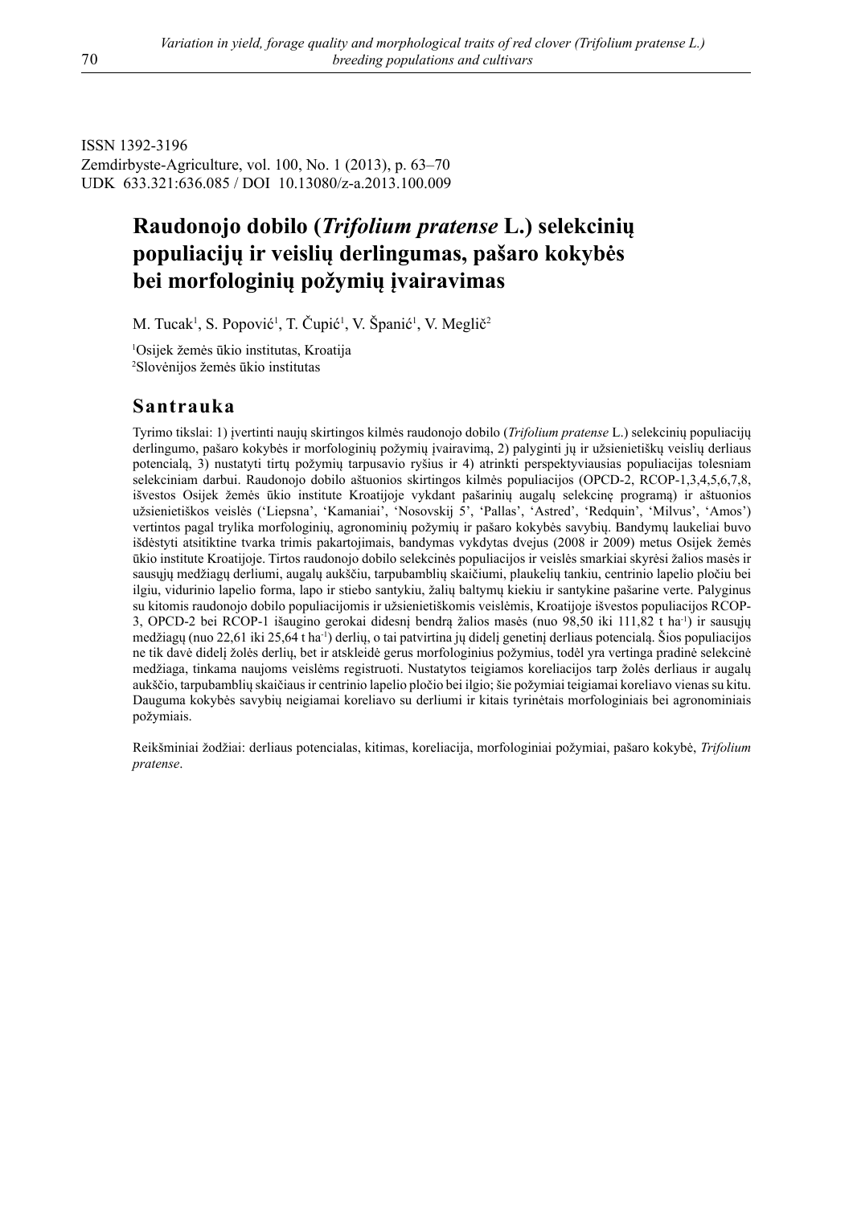ISSN 1392-3196
Zemdirbyste-Agriculture, vol. 100, No. 1 (2013), p. 63–70
UDK 633.321:636.085 / DOI 10.13080/z-a.2013.100.009

# Raudonojo dobilo (*Trifolium pratense* L.) selekcinių populiacijų ir veislių derlingumas, pašaro kokybės bei morfologinių požymių įvairavimas

M. Tucak[1], S. Popović[1], T. Čupić[1], V. Španić[1], V. Meglič[2]

[1]Osijek žemės ūkio institutas, Kroatija
[2]Slovėnijos žemės ūkio institutas

## Santrauka

Tyrimo tikslai: 1) įvertinti naujų skirtingos kilmės raudonojo dobilo (*Trifolium pratense* L.) selekcinių populiacijų derlingumo, pašaro kokybės ir morfologinių požymių įvairavimą, 2) palyginti jų ir užsienietiškų veislių derliaus potencialą, 3) nustatyti tirtų požymių tarpusavio ryšius ir 4) atrinkti perspektyviausias populiacijas tolesniam selekciniam darbui. Raudonojo dobilo aštuonios skirtingos kilmės populiacijos (OPCD-2, RCOP-1,3,4,5,6,7,8, išvestos Osijek žemės ūkio institute Kroatijoje vykdant pašarinių augalų selekcinę programą) ir aštuonios užsienietiškos veislės ('Liepsna', 'Kamaniai', 'Nosovskij 5', 'Pallas', 'Astred', 'Redquin', 'Milvus', 'Amos') vertintos pagal trylika morfologinių, agronominių požymių ir pašaro kokybės savybių. Bandymų laukeliai buvo išdėstyti atsitiktine tvarka trimis pakartojimais, bandymas vykdytas dvejus (2008 ir 2009) metus Osijek žemės ūkio institute Kroatijoje. Tirtos raudonojo dobilo selekcinės populiacijos ir veislės smarkiai skyrėsi žalios masės ir sausųjų medžiagų derliumi, augalų aukščiu, tarpubamblių skaičiumi, plaukelių tankiu, centrinio lapelio pločiu bei ilgiu, vidurinio lapelio forma, lapo ir stiebo santykiu, žalių baltymų kiekiu ir santykine pašarine verte. Palyginus su kitomis raudonojo dobilo populiacijomis ir užsienietiškomis veislėmis, Kroatijoje išvestos populiacijos RCOP-3, OPCD-2 bei RCOP-1 išaugino gerokai didesnį bendrą žalios masės (nuo 98,50 iki 111,82 t $ha^{-1}$) ir sausųjų medžiagų (nuo 22,61 iki 25,64 t $ha^{-1}$) derlių, o tai patvirtina jų didelį genetinį derliaus potencialą. Šios populiacijos ne tik davė didelį žolės derlių, bet ir atskleidė gerus morfologinius požymius, todėl yra vertinga pradinė selekcinė medžiaga, tinkama naujoms veislėms registruoti. Nustatytos teigiamos koreliacijos tarp žolės derliaus ir augalų aukščio, tarpubamblių skaičiaus ir centrinio lapelio pločio bei ilgio; šie požymiai teigiamai koreliavo vienas su kitu. Dauguma kokybės savybių neigiamai koreliavo su derliumi ir kitais tyrinėtais morfologiniais bei agronominiais požymiais.

Reikšminiai žodžiai: derliaus potencialas, kitimas, koreliacija, morfologiniai požymiai, pašaro kokybė, *Trifolium pratense*.